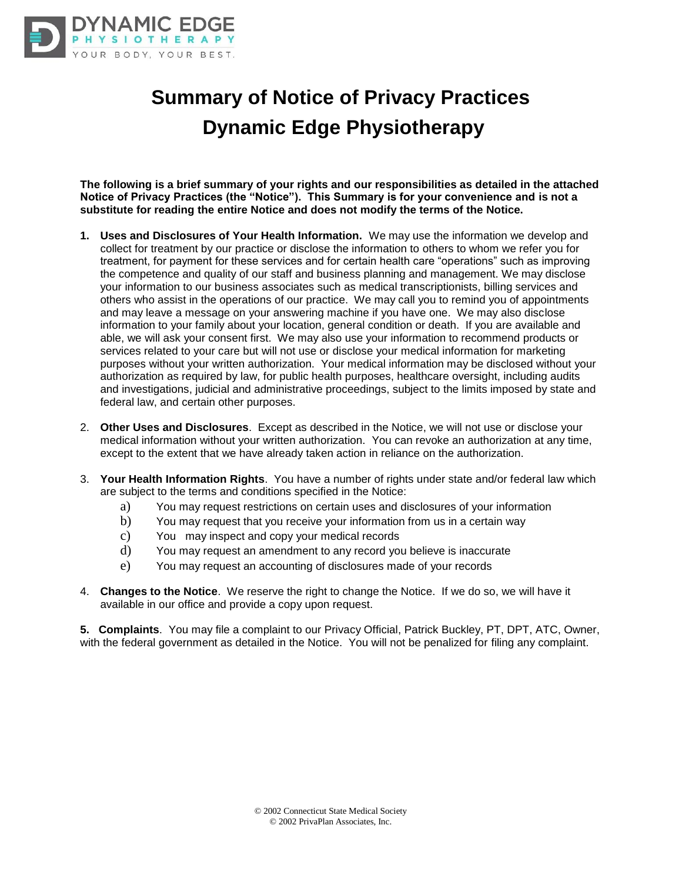DYNAMIC EDGE
PHYSIOTHERAPY
YOUR BODY, YOUR BEST.

# Summary of Notice of Privacy Practices
# Dynamic Edge Physiotherapy

**The following is a brief summary of your rights and our responsibilities as detailed in the attached Notice of Privacy Practices (the "Notice"). This Summary is for your convenience and is not a substitute for reading the entire Notice and does not modify the terms of the Notice.**

1. **Uses and Disclosures of Your Health Information.** We may use the information we develop and collect for treatment by our practice or disclose the information to others to whom we refer you for treatment, for payment for these services and for certain health care "operations" such as improving the competence and quality of our staff and business planning and management. We may disclose your information to our business associates such as medical transcriptionists, billing services and others who assist in the operations of our practice. We may call you to remind you of appointments and may leave a message on your answering machine if you have one. We may also disclose information to your family about your location, general condition or death. If you are available and able, we will ask your consent first. We may also use your information to recommend products or services related to your care but will not use or disclose your medical information for marketing purposes without your written authorization. Your medical information may be disclosed without your authorization as required by law, for public health purposes, healthcare oversight, including audits and investigations, judicial and administrative proceedings, subject to the limits imposed by state and federal law, and certain other purposes.

2. **Other Uses and Disclosures**. Except as described in the Notice, we will not use or disclose your medical information without your written authorization. You can revoke an authorization at any time, except to the extent that we have already taken action in reliance on the authorization.

3. **Your Health Information Rights**. You have a number of rights under state and/or federal law which are subject to the terms and conditions specified in the Notice:
   a) You may request restrictions on certain uses and disclosures of your information
   b) You may request that you receive your information from us in a certain way
   c) You may inspect and copy your medical records
   d) You may request an amendment to any record you believe is inaccurate
   e) You may request an accounting of disclosures made of your records

4. **Changes to the Notice**. We reserve the right to change the Notice. If we do so, we will have it available in our office and provide a copy upon request.

5. **Complaints**. You may file a complaint to our Privacy Official, Patrick Buckley, PT, DPT, ATC, Owner, with the federal government as detailed in the Notice. You will not be penalized for filing any complaint.

© 2002 Connecticut State Medical Society
© 2002 PrivaPlan Associates, Inc.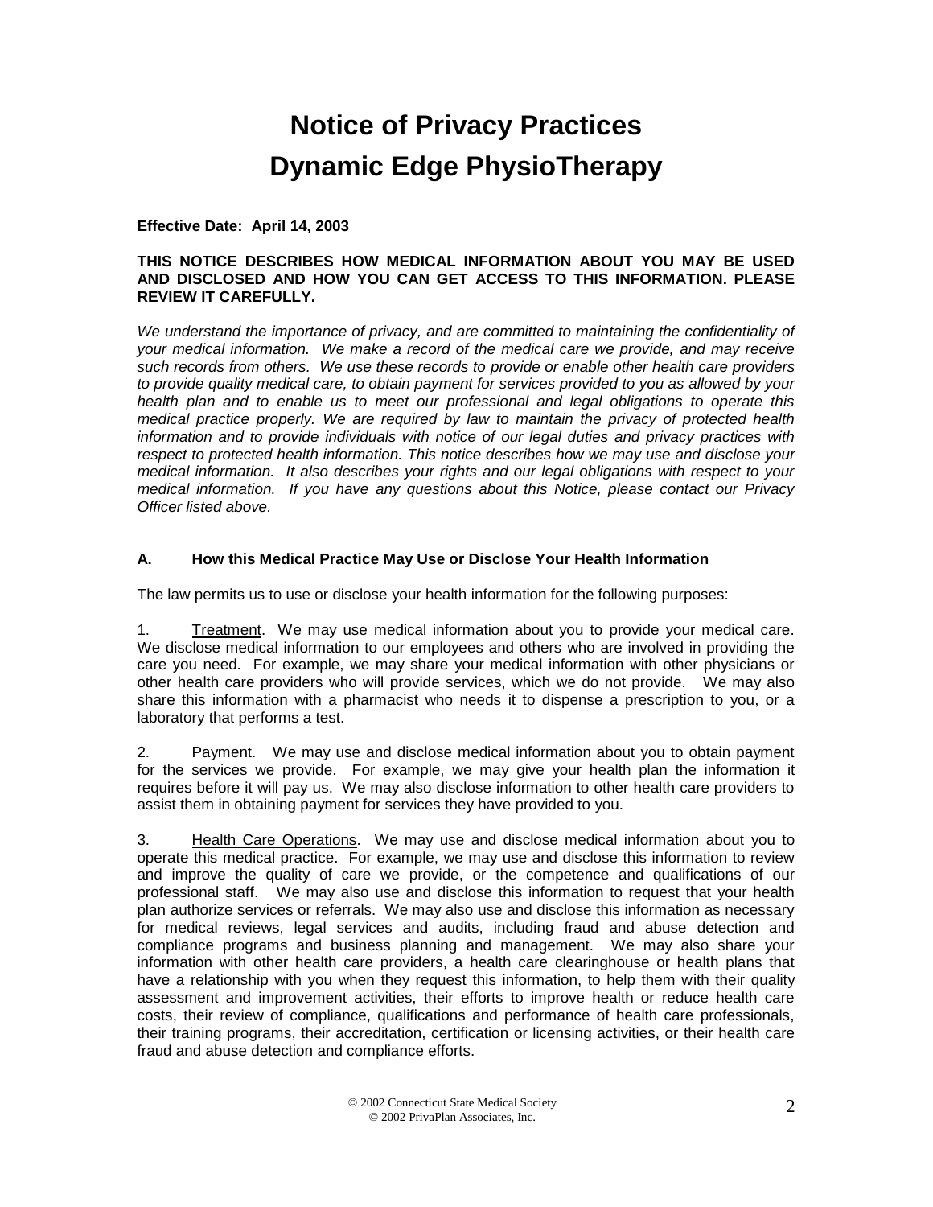# Notice of Privacy Practices
# Dynamic Edge PhysioTherapy

**Effective Date: April 14, 2003**

**THIS NOTICE DESCRIBES HOW MEDICAL INFORMATION ABOUT YOU MAY BE USED AND DISCLOSED AND HOW YOU CAN GET ACCESS TO THIS INFORMATION. PLEASE REVIEW IT CAREFULLY.**

*We understand the importance of privacy, and are committed to maintaining the confidentiality of your medical information. We make a record of the medical care we provide, and may receive such records from others. We use these records to provide or enable other health care providers to provide quality medical care, to obtain payment for services provided to you as allowed by your health plan and to enable us to meet our professional and legal obligations to operate this medical practice properly. We are required by law to maintain the privacy of protected health information and to provide individuals with notice of our legal duties and privacy practices with respect to protected health information. This notice describes how we may use and disclose your medical information. It also describes your rights and our legal obligations with respect to your medical information. If you have any questions about this Notice, please contact our Privacy Officer listed above.*

### A. How this Medical Practice May Use or Disclose Your Health Information

The law permits us to use or disclose your health information for the following purposes:

1. Treatment. We may use medical information about you to provide your medical care. We disclose medical information to our employees and others who are involved in providing the care you need. For example, we may share your medical information with other physicians or other health care providers who will provide services, which we do not provide. We may also share this information with a pharmacist who needs it to dispense a prescription to you, or a laboratory that performs a test.

2. Payment. We may use and disclose medical information about you to obtain payment for the services we provide. For example, we may give your health plan the information it requires before it will pay us. We may also disclose information to other health care providers to assist them in obtaining payment for services they have provided to you.

3. Health Care Operations. We may use and disclose medical information about you to operate this medical practice. For example, we may use and disclose this information to review and improve the quality of care we provide, or the competence and qualifications of our professional staff. We may also use and disclose this information to request that your health plan authorize services or referrals. We may also use and disclose this information as necessary for medical reviews, legal services and audits, including fraud and abuse detection and compliance programs and business planning and management. We may also share your information with other health care providers, a health care clearinghouse or health plans that have a relationship with you when they request this information, to help them with their quality assessment and improvement activities, their efforts to improve health or reduce health care costs, their review of compliance, qualifications and performance of health care professionals, their training programs, their accreditation, certification or licensing activities, or their health care fraud and abuse detection and compliance efforts.

© 2002 Connecticut State Medical Society
© 2002 PrivaPlan Associates, Inc.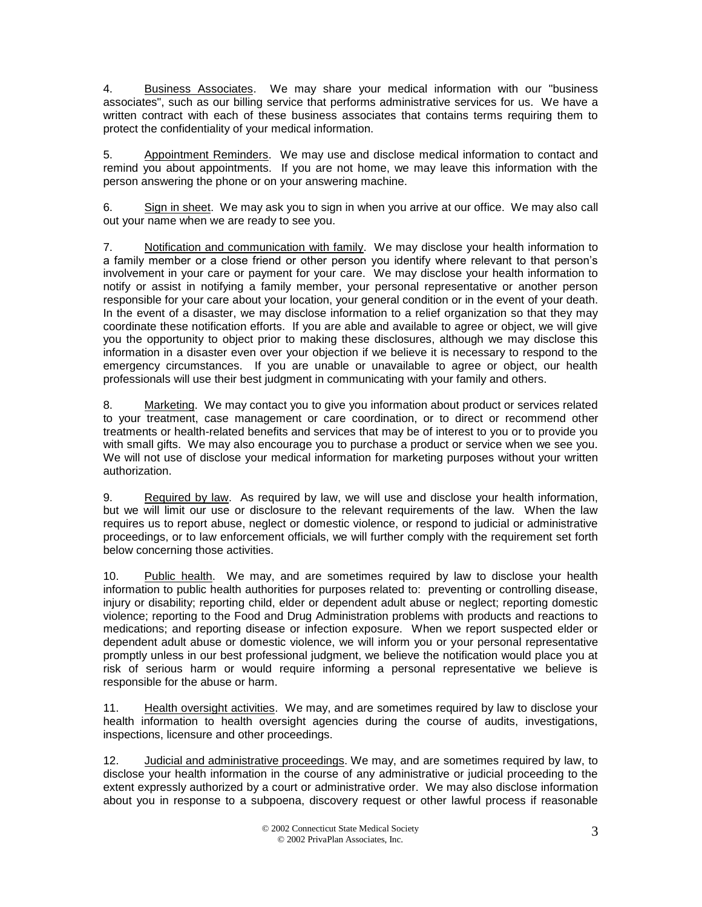4. Business Associates. We may share your medical information with our "business associates", such as our billing service that performs administrative services for us. We have a written contract with each of these business associates that contains terms requiring them to protect the confidentiality of your medical information.

5. Appointment Reminders. We may use and disclose medical information to contact and remind you about appointments. If you are not home, we may leave this information with the person answering the phone or on your answering machine.

6. Sign in sheet. We may ask you to sign in when you arrive at our office. We may also call out your name when we are ready to see you.

7. Notification and communication with family. We may disclose your health information to a family member or a close friend or other person you identify where relevant to that person's involvement in your care or payment for your care. We may disclose your health information to notify or assist in notifying a family member, your personal representative or another person responsible for your care about your location, your general condition or in the event of your death. In the event of a disaster, we may disclose information to a relief organization so that they may coordinate these notification efforts. If you are able and available to agree or object, we will give you the opportunity to object prior to making these disclosures, although we may disclose this information in a disaster even over your objection if we believe it is necessary to respond to the emergency circumstances. If you are unable or unavailable to agree or object, our health professionals will use their best judgment in communicating with your family and others.

8. Marketing. We may contact you to give you information about product or services related to your treatment, case management or care coordination, or to direct or recommend other treatments or health-related benefits and services that may be of interest to you or to provide you with small gifts. We may also encourage you to purchase a product or service when we see you. We will not use of disclose your medical information for marketing purposes without your written authorization.

9. Required by law. As required by law, we will use and disclose your health information, but we will limit our use or disclosure to the relevant requirements of the law. When the law requires us to report abuse, neglect or domestic violence, or respond to judicial or administrative proceedings, or to law enforcement officials, we will further comply with the requirement set forth below concerning those activities.

10. Public health. We may, and are sometimes required by law to disclose your health information to public health authorities for purposes related to: preventing or controlling disease, injury or disability; reporting child, elder or dependent adult abuse or neglect; reporting domestic violence; reporting to the Food and Drug Administration problems with products and reactions to medications; and reporting disease or infection exposure. When we report suspected elder or dependent adult abuse or domestic violence, we will inform you or your personal representative promptly unless in our best professional judgment, we believe the notification would place you at risk of serious harm or would require informing a personal representative we believe is responsible for the abuse or harm.

11. Health oversight activities. We may, and are sometimes required by law to disclose your health information to health oversight agencies during the course of audits, investigations, inspections, licensure and other proceedings.

12. Judicial and administrative proceedings. We may, and are sometimes required by law, to disclose your health information in the course of any administrative or judicial proceeding to the extent expressly authorized by a court or administrative order. We may also disclose information about you in response to a subpoena, discovery request or other lawful process if reasonable

© 2002 Connecticut State Medical Society
© 2002 PrivaPlan Associates, Inc.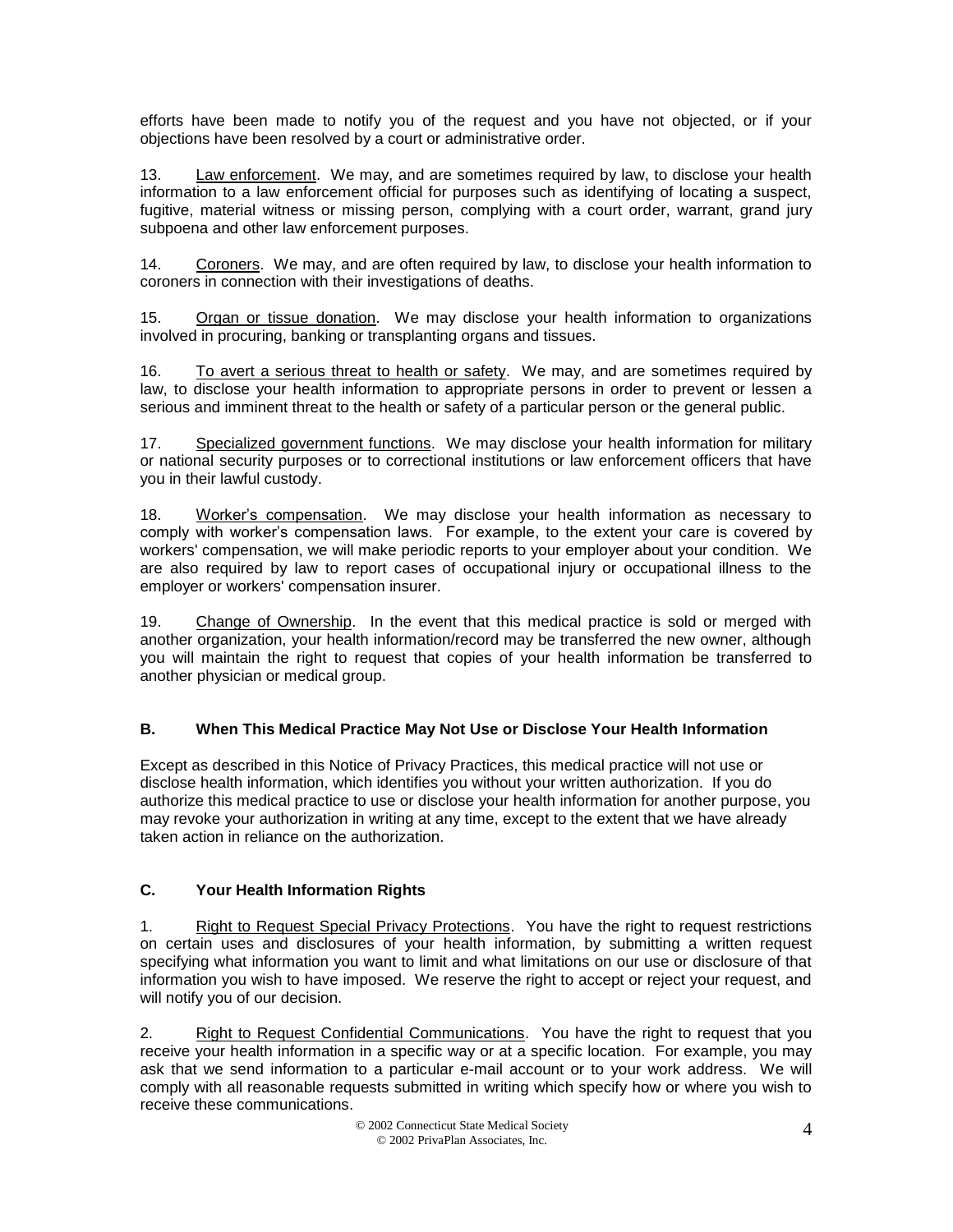efforts have been made to notify you of the request and you have not objected, or if your objections have been resolved by a court or administrative order.

13. Law enforcement. We may, and are sometimes required by law, to disclose your health information to a law enforcement official for purposes such as identifying of locating a suspect, fugitive, material witness or missing person, complying with a court order, warrant, grand jury subpoena and other law enforcement purposes.

14. Coroners. We may, and are often required by law, to disclose your health information to coroners in connection with their investigations of deaths.

15. Organ or tissue donation. We may disclose your health information to organizations involved in procuring, banking or transplanting organs and tissues.

16. To avert a serious threat to health or safety. We may, and are sometimes required by law, to disclose your health information to appropriate persons in order to prevent or lessen a serious and imminent threat to the health or safety of a particular person or the general public.

17. Specialized government functions. We may disclose your health information for military or national security purposes or to correctional institutions or law enforcement officers that have you in their lawful custody.

18. Worker's compensation. We may disclose your health information as necessary to comply with worker's compensation laws. For example, to the extent your care is covered by workers' compensation, we will make periodic reports to your employer about your condition. We are also required by law to report cases of occupational injury or occupational illness to the employer or workers' compensation insurer.

19. Change of Ownership. In the event that this medical practice is sold or merged with another organization, your health information/record may be transferred the new owner, although you will maintain the right to request that copies of your health information be transferred to another physician or medical group.

### B. When This Medical Practice May Not Use or Disclose Your Health Information

Except as described in this Notice of Privacy Practices, this medical practice will not use or disclose health information, which identifies you without your written authorization. If you do authorize this medical practice to use or disclose your health information for another purpose, you may revoke your authorization in writing at any time, except to the extent that we have already taken action in reliance on the authorization.

### C. Your Health Information Rights

1. Right to Request Special Privacy Protections. You have the right to request restrictions on certain uses and disclosures of your health information, by submitting a written request specifying what information you want to limit and what limitations on our use or disclosure of that information you wish to have imposed. We reserve the right to accept or reject your request, and will notify you of our decision.

2. Right to Request Confidential Communications. You have the right to request that you receive your health information in a specific way or at a specific location. For example, you may ask that we send information to a particular e-mail account or to your work address. We will comply with all reasonable requests submitted in writing which specify how or where you wish to receive these communications.

© 2002 Connecticut State Medical Society
© 2002 PrivaPlan Associates, Inc.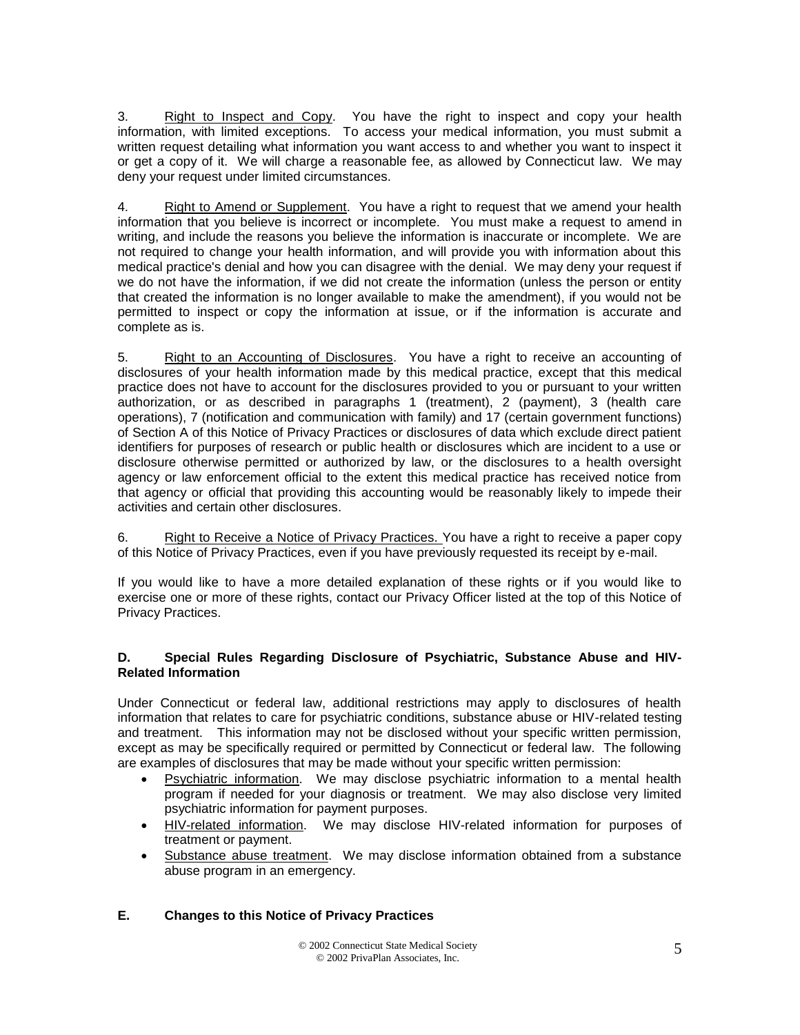3. Right to Inspect and Copy. You have the right to inspect and copy your health information, with limited exceptions. To access your medical information, you must submit a written request detailing what information you want access to and whether you want to inspect it or get a copy of it. We will charge a reasonable fee, as allowed by Connecticut law. We may deny your request under limited circumstances.

4. Right to Amend or Supplement. You have a right to request that we amend your health information that you believe is incorrect or incomplete. You must make a request to amend in writing, and include the reasons you believe the information is inaccurate or incomplete. We are not required to change your health information, and will provide you with information about this medical practice's denial and how you can disagree with the denial. We may deny your request if we do not have the information, if we did not create the information (unless the person or entity that created the information is no longer available to make the amendment), if you would not be permitted to inspect or copy the information at issue, or if the information is accurate and complete as is.

5. Right to an Accounting of Disclosures. You have a right to receive an accounting of disclosures of your health information made by this medical practice, except that this medical practice does not have to account for the disclosures provided to you or pursuant to your written authorization, or as described in paragraphs 1 (treatment), 2 (payment), 3 (health care operations), 7 (notification and communication with family) and 17 (certain government functions) of Section A of this Notice of Privacy Practices or disclosures of data which exclude direct patient identifiers for purposes of research or public health or disclosures which are incident to a use or disclosure otherwise permitted or authorized by law, or the disclosures to a health oversight agency or law enforcement official to the extent this medical practice has received notice from that agency or official that providing this accounting would be reasonably likely to impede their activities and certain other disclosures.

6. Right to Receive a Notice of Privacy Practices. You have a right to receive a paper copy of this Notice of Privacy Practices, even if you have previously requested its receipt by e-mail.

If you would like to have a more detailed explanation of these rights or if you would like to exercise one or more of these rights, contact our Privacy Officer listed at the top of this Notice of Privacy Practices.

## D. Special Rules Regarding Disclosure of Psychiatric, Substance Abuse and HIV-Related Information

Under Connecticut or federal law, additional restrictions may apply to disclosures of health information that relates to care for psychiatric conditions, substance abuse or HIV-related testing and treatment. This information may not be disclosed without your specific written permission, except as may be specifically required or permitted by Connecticut or federal law. The following are examples of disclosures that may be made without your specific written permission:

- Psychiatric information. We may disclose psychiatric information to a mental health program if needed for your diagnosis or treatment. We may also disclose very limited psychiatric information for payment purposes.
- HIV-related information. We may disclose HIV-related information for purposes of treatment or payment.
- Substance abuse treatment. We may disclose information obtained from a substance abuse program in an emergency.

## E. Changes to this Notice of Privacy Practices

© 2002 Connecticut State Medical Society
© 2002 PrivaPlan Associates, Inc.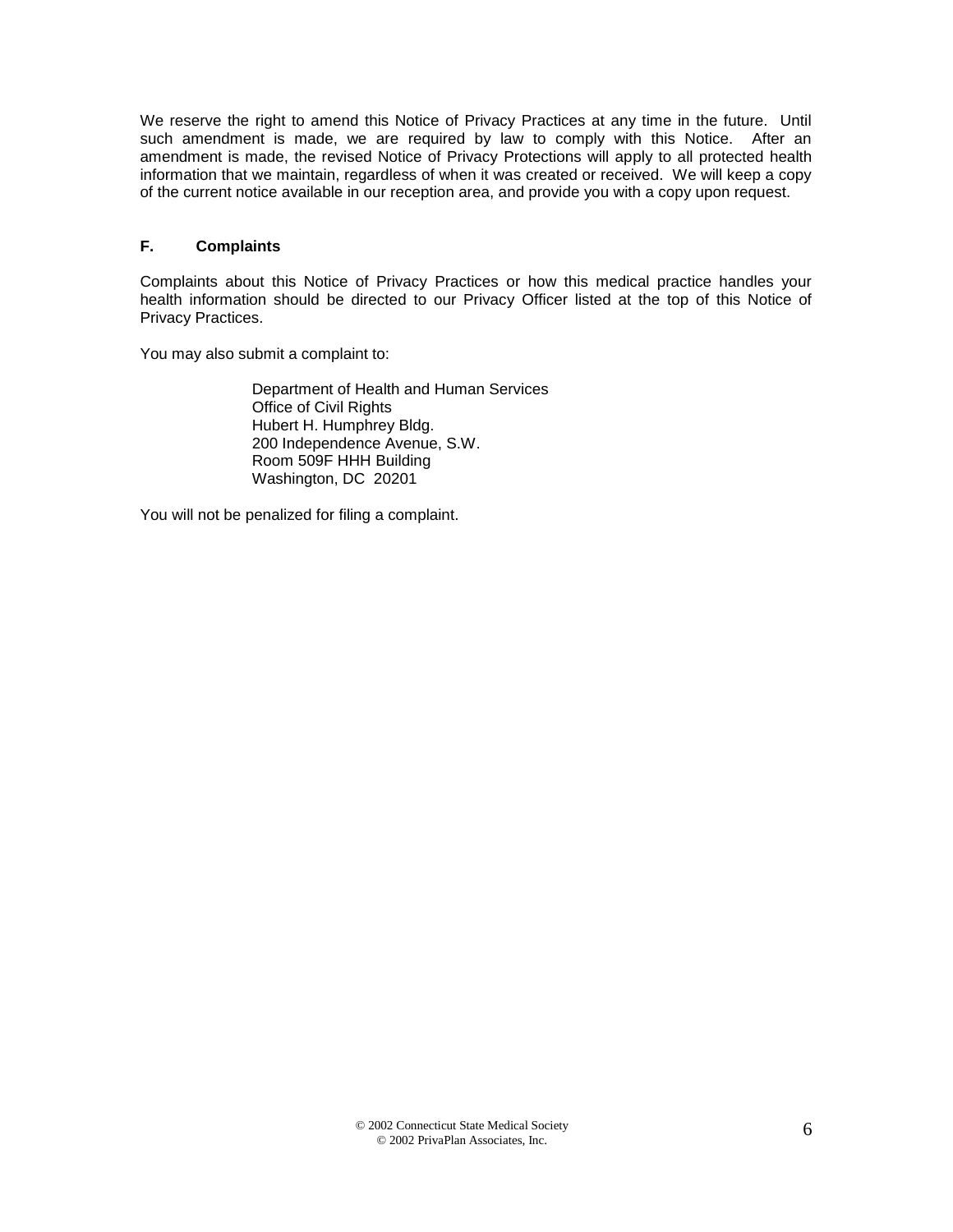We reserve the right to amend this Notice of Privacy Practices at any time in the future. Until such amendment is made, we are required by law to comply with this Notice. After an amendment is made, the revised Notice of Privacy Protections will apply to all protected health information that we maintain, regardless of when it was created or received. We will keep a copy of the current notice available in our reception area, and provide you with a copy upon request.

### F. Complaints

Complaints about this Notice of Privacy Practices or how this medical practice handles your health information should be directed to our Privacy Officer listed at the top of this Notice of Privacy Practices.

You may also submit a complaint to:

> Department of Health and Human Services
> Office of Civil Rights
> Hubert H. Humphrey Bldg.
> 200 Independence Avenue, S.W.
> Room 509F HHH Building
> Washington, DC 20201

You will not be penalized for filing a complaint.

© 2002 Connecticut State Medical Society
© 2002 PrivaPlan Associates, Inc.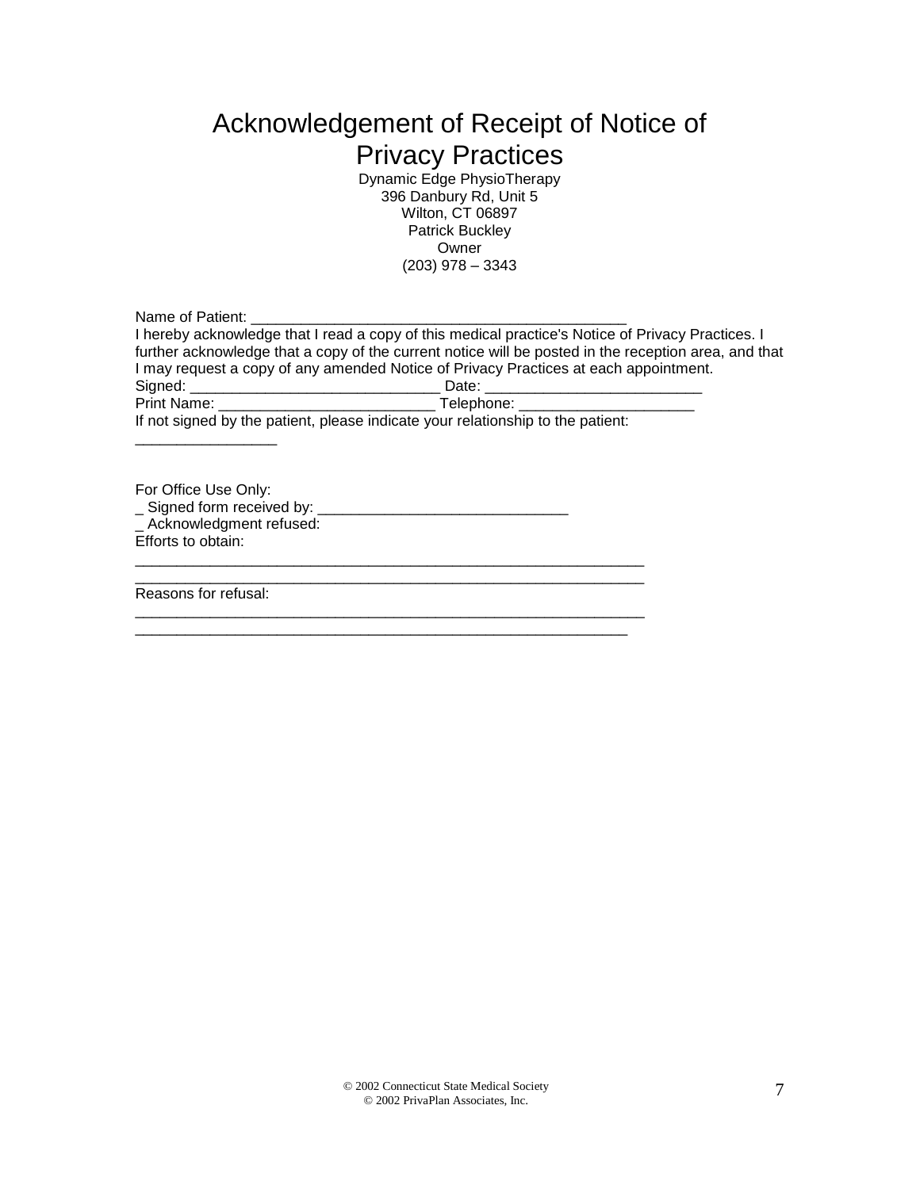# Acknowledgement of Receipt of Notice of Privacy Practices

Dynamic Edge PhysioTherapy
396 Danbury Rd, Unit 5
Wilton, CT 06897
Patrick Buckley
Owner
(203) 978 – 3343

Name of Patient: ______________________________________________

I hereby acknowledge that I read a copy of this medical practice's Notice of Privacy Practices. I further acknowledge that a copy of the current notice will be posted in the reception area, and that I may request a copy of any amended Notice of Privacy Practices at each appointment.

Signed: ______________________________ Date: __________________________

Print Name: __________________________ Telephone: _____________________

If not signed by the patient, please indicate your relationship to the patient: _________________

For Office Use Only:

_ Signed form received by: ______________________________

_ Acknowledgment refused:

Efforts to obtain:

______________________________________________________________

______________________________________________________________

Reasons for refusal:

______________________________________________________________

____________________________________________________________

© 2002 Connecticut State Medical Society
© 2002 PrivaPlan Associates, Inc.